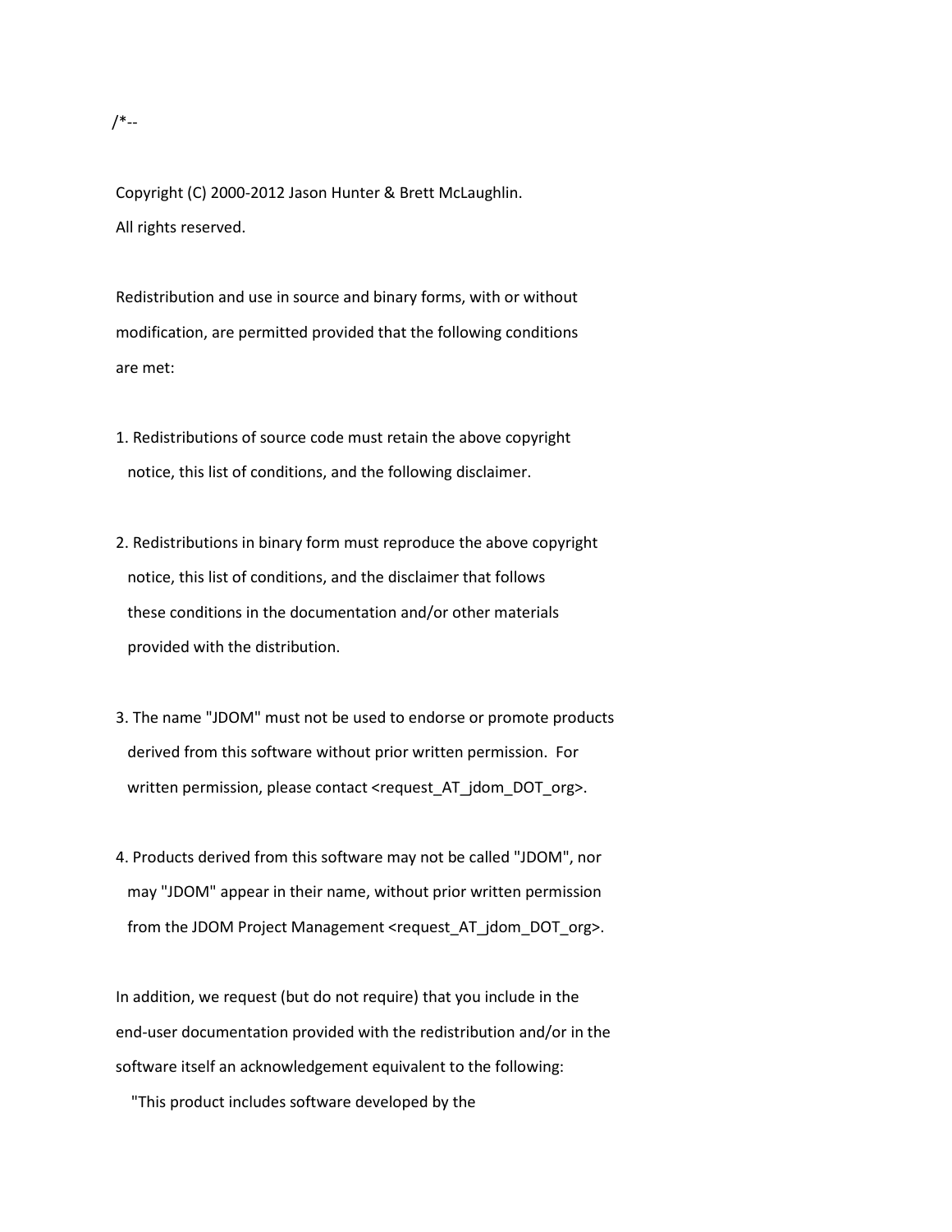/*--

Copyright (C) 2000-2012 Jason Hunter & Brett McLaughlin.
All rights reserved.

Redistribution and use in source and binary forms, with or without
modification, are permitted provided that the following conditions
are met:

1. Redistributions of source code must retain the above copyright
   notice, this list of conditions, and the following disclaimer.

2. Redistributions in binary form must reproduce the above copyright
   notice, this list of conditions, and the disclaimer that follows
   these conditions in the documentation and/or other materials
   provided with the distribution.

3. The name "JDOM" must not be used to endorse or promote products
   derived from this software without prior written permission.  For
   written permission, please contact <request_AT_jdom_DOT_org>.

4. Products derived from this software may not be called "JDOM", nor
   may "JDOM" appear in their name, without prior written permission
   from the JDOM Project Management <request_AT_jdom_DOT_org>.

In addition, we request (but do not require) that you include in the
end-user documentation provided with the redistribution and/or in the
software itself an acknowledgement equivalent to the following:

    "This product includes software developed by the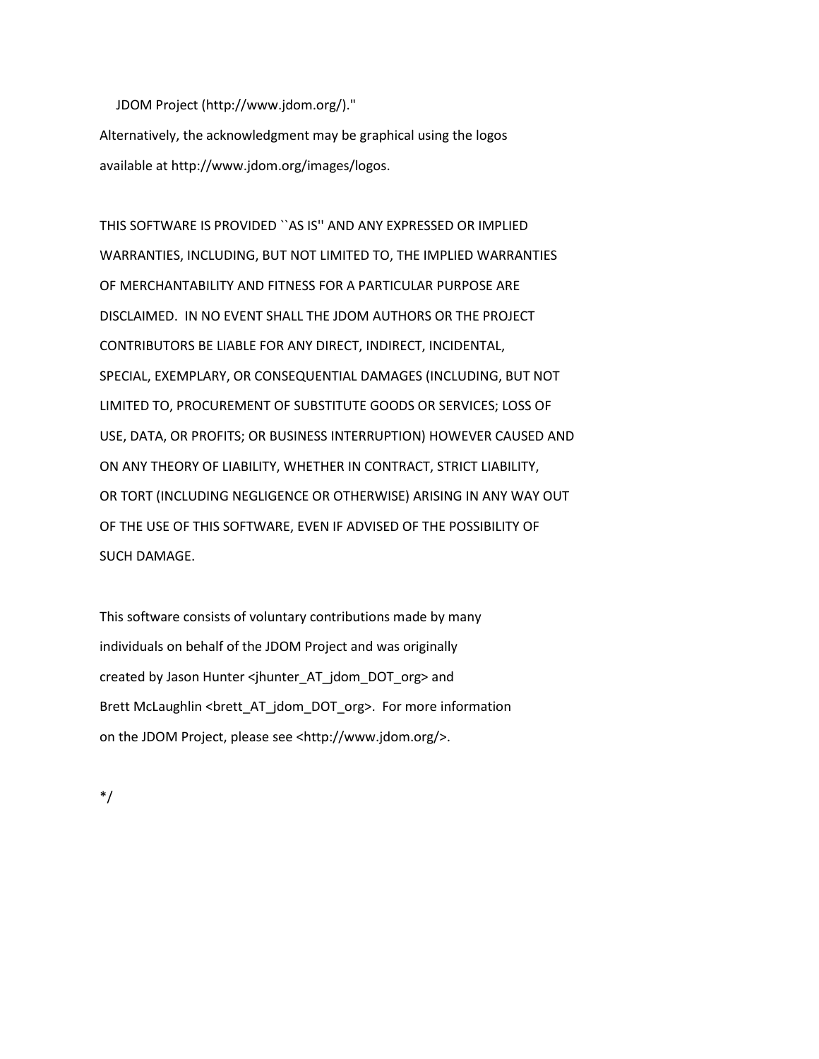JDOM Project (http://www.jdom.org/)."

Alternatively, the acknowledgment may be graphical using the logos available at http://www.jdom.org/images/logos.

THIS SOFTWARE IS PROVIDED ``AS IS'' AND ANY EXPRESSED OR IMPLIED WARRANTIES, INCLUDING, BUT NOT LIMITED TO, THE IMPLIED WARRANTIES OF MERCHANTABILITY AND FITNESS FOR A PARTICULAR PURPOSE ARE DISCLAIMED. IN NO EVENT SHALL THE JDOM AUTHORS OR THE PROJECT CONTRIBUTORS BE LIABLE FOR ANY DIRECT, INDIRECT, INCIDENTAL, SPECIAL, EXEMPLARY, OR CONSEQUENTIAL DAMAGES (INCLUDING, BUT NOT LIMITED TO, PROCUREMENT OF SUBSTITUTE GOODS OR SERVICES; LOSS OF USE, DATA, OR PROFITS; OR BUSINESS INTERRUPTION) HOWEVER CAUSED AND ON ANY THEORY OF LIABILITY, WHETHER IN CONTRACT, STRICT LIABILITY, OR TORT (INCLUDING NEGLIGENCE OR OTHERWISE) ARISING IN ANY WAY OUT OF THE USE OF THIS SOFTWARE, EVEN IF ADVISED OF THE POSSIBILITY OF SUCH DAMAGE.

This software consists of voluntary contributions made by many individuals on behalf of the JDOM Project and was originally created by Jason Hunter <jhunter_AT_jdom_DOT_org> and Brett McLaughlin <brett_AT_jdom_DOT_org>. For more information on the JDOM Project, please see <http://www.jdom.org/>.

*/